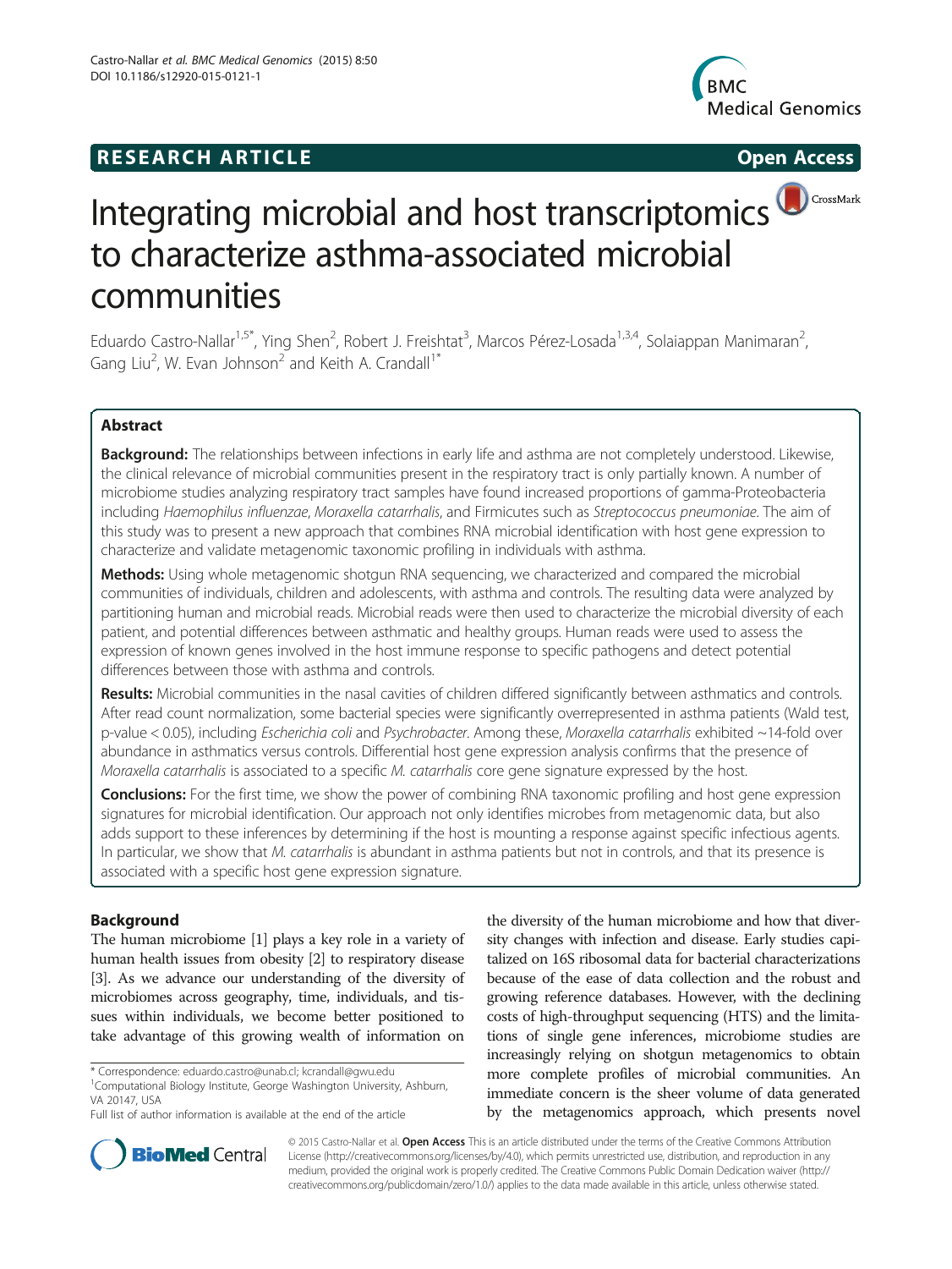**RESEARCH ARTICLE** **Open Access**

# Integrating microbial and host transcriptomics to characterize asthma-associated microbial communities

Eduardo Castro-Nallar[1,5*], Ying Shen[2], Robert J. Freishtat[3], Marcos Pérez-Losada[1,3,4], Solaiappan Manimaran[2], Gang Liu[2], W. Evan Johnson[2] and Keith A. Crandall[1*]

## Abstract

**Background:** The relationships between infections in early life and asthma are not completely understood. Likewise, the clinical relevance of microbial communities present in the respiratory tract is only partially known. A number of microbiome studies analyzing respiratory tract samples have found increased proportions of gamma-Proteobacteria including *Haemophilus influenzae*, *Moraxella catarrhalis*, and Firmicutes such as *Streptococcus pneumoniae*. The aim of this study was to present a new approach that combines RNA microbial identification with host gene expression to characterize and validate metagenomic taxonomic profiling in individuals with asthma.

**Methods:** Using whole metagenomic shotgun RNA sequencing, we characterized and compared the microbial communities of individuals, children and adolescents, with asthma and controls. The resulting data were analyzed by partitioning human and microbial reads. Microbial reads were then used to characterize the microbial diversity of each patient, and potential differences between asthmatic and healthy groups. Human reads were used to assess the expression of known genes involved in the host immune response to specific pathogens and detect potential differences between those with asthma and controls.

**Results:** Microbial communities in the nasal cavities of children differed significantly between asthmatics and controls. After read count normalization, some bacterial species were significantly overrepresented in asthma patients (Wald test, p-value < 0.05), including *Escherichia coli* and *Psychrobacter*. Among these, *Moraxella catarrhalis* exhibited ~14-fold over abundance in asthmatics versus controls. Differential host gene expression analysis confirms that the presence of *Moraxella catarrhalis* is associated to a specific *M. catarrhalis* core gene signature expressed by the host.

**Conclusions:** For the first time, we show the power of combining RNA taxonomic profiling and host gene expression signatures for microbial identification. Our approach not only identifies microbes from metagenomic data, but also adds support to these inferences by determining if the host is mounting a response against specific infectious agents. In particular, we show that *M. catarrhalis* is abundant in asthma patients but not in controls, and that its presence is associated with a specific host gene expression signature.

## Background

The human microbiome [1] plays a key role in a variety of human health issues from obesity [2] to respiratory disease [3]. As we advance our understanding of the diversity of microbiomes across geography, time, individuals, and tissues within individuals, we become better positioned to take advantage of this growing wealth of information on the diversity of the human microbiome and how that diversity changes with infection and disease. Early studies capitalized on 16S ribosomal data for bacterial characterizations because of the ease of data collection and the robust and growing reference databases. However, with the declining costs of high-throughput sequencing (HTS) and the limitations of single gene inferences, microbiome studies are increasingly relying on shotgun metagenomics to obtain more complete profiles of microbial communities. An immediate concern is the sheer volume of data generated by the metagenomics approach, which presents novel

\* Correspondence: eduardo.castro@unab.cl; kcrandall@gwu.edu
[1]Computational Biology Institute, George Washington University, Ashburn, VA 20147, USA
Full list of author information is available at the end of the article

© 2015 Castro-Nallar et al. **Open Access** This is an article distributed under the terms of the Creative Commons Attribution License (http://creativecommons.org/licenses/by/4.0), which permits unrestricted use, distribution, and reproduction in any medium, provided the original work is properly credited. The Creative Commons Public Domain Dedication waiver (http://creativecommons.org/publicdomain/zero/1.0/) applies to the data made available in this article, unless otherwise stated.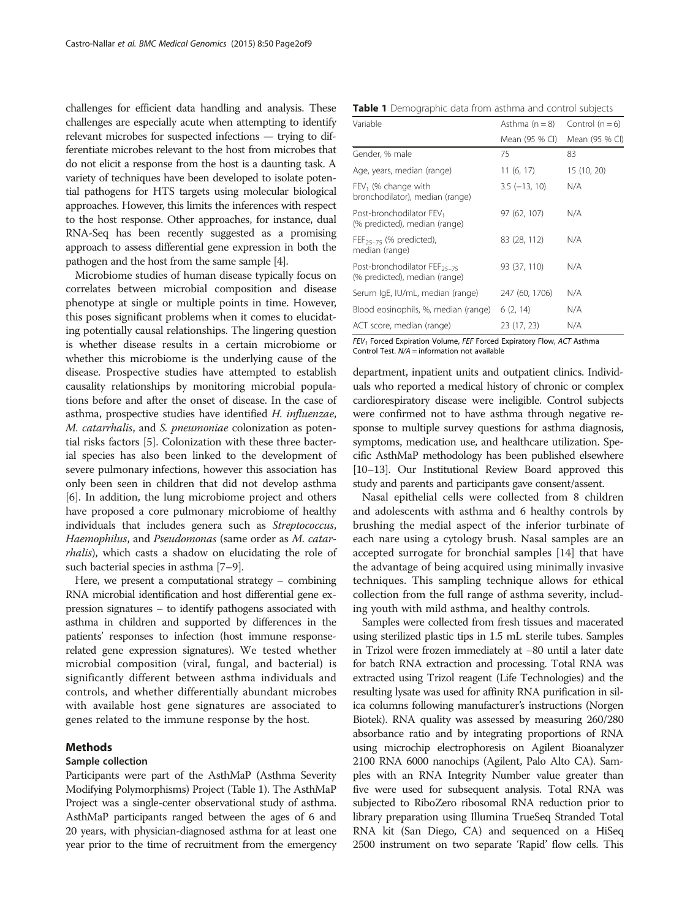challenges for efficient data handling and analysis. These challenges are especially acute when attempting to identify relevant microbes for suspected infections — trying to differentiate microbes relevant to the host from microbes that do not elicit a response from the host is a daunting task. A variety of techniques have been developed to isolate potential pathogens for HTS targets using molecular biological approaches. However, this limits the inferences with respect to the host response. Other approaches, for instance, dual RNA-Seq has been recently suggested as a promising approach to assess differential gene expression in both the pathogen and the host from the same sample [4].

Microbiome studies of human disease typically focus on correlates between microbial composition and disease phenotype at single or multiple points in time. However, this poses significant problems when it comes to elucidating potentially causal relationships. The lingering question is whether disease results in a certain microbiome or whether this microbiome is the underlying cause of the disease. Prospective studies have attempted to establish causality relationships by monitoring microbial populations before and after the onset of disease. In the case of asthma, prospective studies have identified *H. influenzae*, *M. catarrhalis*, and *S. pneumoniae* colonization as potential risks factors [5]. Colonization with these three bacterial species has also been linked to the development of severe pulmonary infections, however this association has only been seen in children that did not develop asthma [6]. In addition, the lung microbiome project and others have proposed a core pulmonary microbiome of healthy individuals that includes genera such as *Streptococcus*, *Haemophilus*, and *Pseudomonas* (same order as *M. catarrhalis*), which casts a shadow on elucidating the role of such bacterial species in asthma [7–9].

Here, we present a computational strategy – combining RNA microbial identification and host differential gene expression signatures – to identify pathogens associated with asthma in children and supported by differences in the patients' responses to infection (host immune response-related gene expression signatures). We tested whether microbial composition (viral, fungal, and bacterial) is significantly different between asthma individuals and controls, and whether differentially abundant microbes with available host gene signatures are associated to genes related to the immune response by the host.

## Methods

### Sample collection

Participants were part of the AsthMaP (Asthma Severity Modifying Polymorphisms) Project (Table 1). The AsthMaP Project was a single-center observational study of asthma. AsthMaP participants ranged between the ages of 6 and 20 years, with physician-diagnosed asthma for at least one year prior to the time of recruitment from the emergency department, inpatient units and outpatient clinics. Individuals who reported a medical history of chronic or complex cardiorespiratory disease were ineligible. Control subjects were confirmed not to have asthma through negative response to multiple survey questions for asthma diagnosis, symptoms, medication use, and healthcare utilization. Specific AsthMaP methodology has been published elsewhere [10–13]. Our Institutional Review Board approved this study and parents and participants gave consent/assent.

**Table 1** Demographic data from asthma and control subjects

| Variable | Asthma (n = 8) | Control (n = 6) |
|---|---|---|
| | Mean (95 % CI) | Mean (95 % CI) |
| Gender, % male | 75 | 83 |
| Age, years, median (range) | 11 (6, 17) | 15 (10, 20) |
| $FEV_1$ (% change with bronchodilator), median (range) | 3.5 (−13, 10) | N/A |
| Post-bronchodilator $FEV_1$ (% predicted), median (range) | 97 (62, 107) | N/A |
| $FEF_{25–75}$ (% predicted), median (range) | 83 (28, 112) | N/A |
| Post-bronchodilator $FEF_{25–75}$ (% predicted), median (range) | 93 (37, 110) | N/A |
| Serum IgE, IU/mL, median (range) | 247 (60, 1706) | N/A |
| Blood eosinophils, %, median (range) | 6 (2, 14) | N/A |
| ACT score, median (range) | 23 (17, 23) | N/A |

*FEV₁* Forced Expiration Volume, *FEF* Forced Expiratory Flow, *ACT* Asthma Control Test. *N/A* = information not available

Nasal epithelial cells were collected from 8 children and adolescents with asthma and 6 healthy controls by brushing the medial aspect of the inferior turbinate of each nare using a cytology brush. Nasal samples are an accepted surrogate for bronchial samples [14] that have the advantage of being acquired using minimally invasive techniques. This sampling technique allows for ethical collection from the full range of asthma severity, including youth with mild asthma, and healthy controls.

Samples were collected from fresh tissues and macerated using sterilized plastic tips in 1.5 mL sterile tubes. Samples in Trizol were frozen immediately at −80 until a later date for batch RNA extraction and processing. Total RNA was extracted using Trizol reagent (Life Technologies) and the resulting lysate was used for affinity RNA purification in silica columns following manufacturer's instructions (Norgen Biotek). RNA quality was assessed by measuring 260/280 absorbance ratio and by integrating proportions of RNA using microchip electrophoresis on Agilent Bioanalyzer 2100 RNA 6000 nanochips (Agilent, Palo Alto CA). Samples with an RNA Integrity Number value greater than five were used for subsequent analysis. Total RNA was subjected to RiboZero ribosomal RNA reduction prior to library preparation using Illumina TrueSeq Stranded Total RNA kit (San Diego, CA) and sequenced on a HiSeq 2500 instrument on two separate 'Rapid' flow cells. This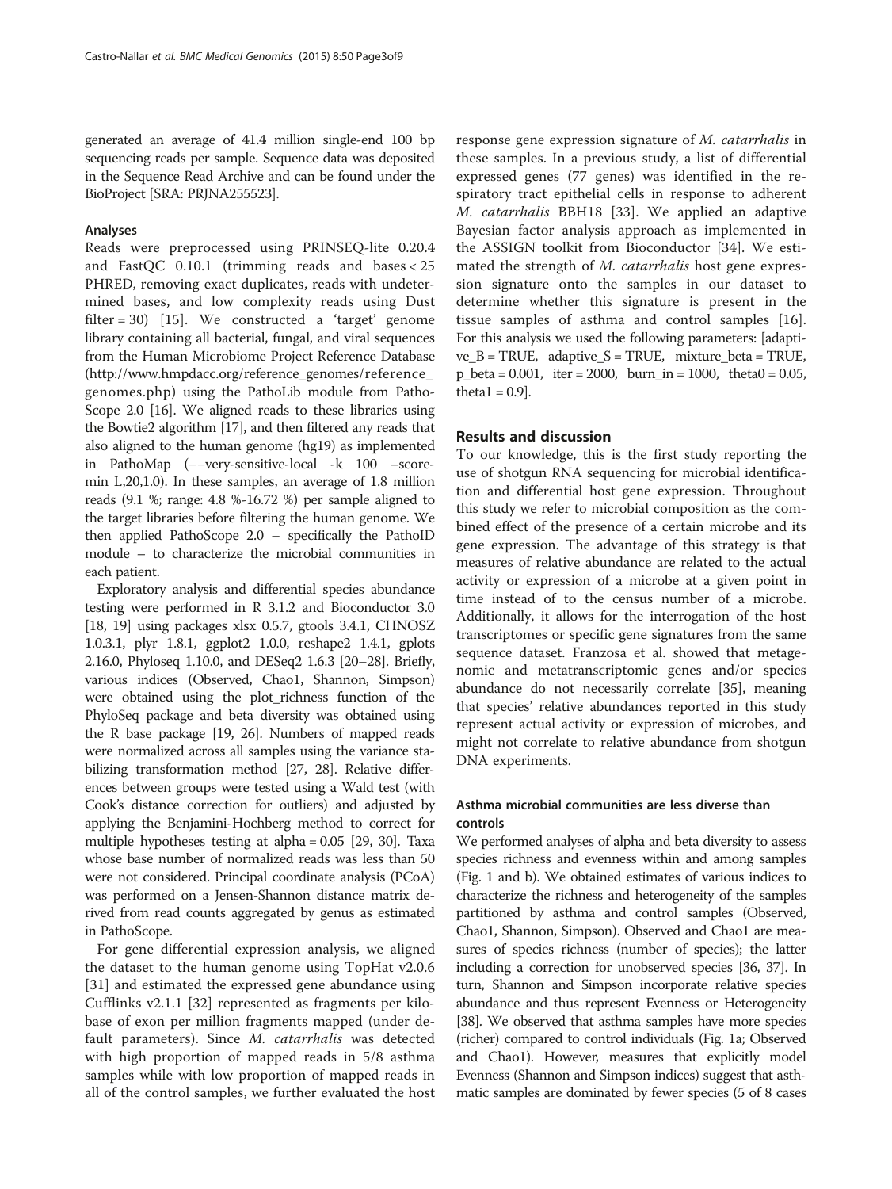generated an average of 41.4 million single-end 100 bp sequencing reads per sample. Sequence data was deposited in the Sequence Read Archive and can be found under the BioProject [SRA: PRJNA255523].

### Analyses

Reads were preprocessed using PRINSEQ-lite 0.20.4 and FastQC 0.10.1 (trimming reads and bases < 25 PHRED, removing exact duplicates, reads with undetermined bases, and low complexity reads using Dust filter = 30) [15]. We constructed a 'target' genome library containing all bacterial, fungal, and viral sequences from the Human Microbiome Project Reference Database (http://www.hmpdacc.org/reference_genomes/reference_genomes.php) using the PathoLib module from PathoScope 2.0 [16]. We aligned reads to these libraries using the Bowtie2 algorithm [17], and then filtered any reads that also aligned to the human genome (hg19) as implemented in PathoMap (−−very-sensitive-local -k 100 −score-min L,20,1.0). In these samples, an average of 1.8 million reads (9.1 %; range: 4.8 %-16.72 %) per sample aligned to the target libraries before filtering the human genome. We then applied PathoScope 2.0 – specifically the PathoID module – to characterize the microbial communities in each patient.

Exploratory analysis and differential species abundance testing were performed in R 3.1.2 and Bioconductor 3.0 [18, 19] using packages xlsx 0.5.7, gtools 3.4.1, CHNOSZ 1.0.3.1, plyr 1.8.1, ggplot2 1.0.0, reshape2 1.4.1, gplots 2.16.0, Phyloseq 1.10.0, and DESeq2 1.6.3 [20–28]. Briefly, various indices (Observed, Chao1, Shannon, Simpson) were obtained using the plot_richness function of the PhyloSeq package and beta diversity was obtained using the R base package [19, 26]. Numbers of mapped reads were normalized across all samples using the variance stabilizing transformation method [27, 28]. Relative differences between groups were tested using a Wald test (with Cook's distance correction for outliers) and adjusted by applying the Benjamini-Hochberg method to correct for multiple hypotheses testing at alpha = 0.05 [29, 30]. Taxa whose base number of normalized reads was less than 50 were not considered. Principal coordinate analysis (PCoA) was performed on a Jensen-Shannon distance matrix derived from read counts aggregated by genus as estimated in PathoScope.

For gene differential expression analysis, we aligned the dataset to the human genome using TopHat v2.0.6 [31] and estimated the expressed gene abundance using Cufflinks v2.1.1 [32] represented as fragments per kilobase of exon per million fragments mapped (under default parameters). Since *M. catarrhalis* was detected with high proportion of mapped reads in 5/8 asthma samples while with low proportion of mapped reads in all of the control samples, we further evaluated the host response gene expression signature of *M. catarrhalis* in these samples. In a previous study, a list of differential expressed genes (77 genes) was identified in the respiratory tract epithelial cells in response to adherent *M. catarrhalis* BBH18 [33]. We applied an adaptive Bayesian factor analysis approach as implemented in the ASSIGN toolkit from Bioconductor [34]. We estimated the strength of *M. catarrhalis* host gene expression signature onto the samples in our dataset to determine whether this signature is present in the tissue samples of asthma and control samples [16]. For this analysis we used the following parameters: [adaptive_B = TRUE, adaptive_S = TRUE, mixture_beta = TRUE, p_beta = 0.001, iter = 2000, burn_in = 1000, theta0 = 0.05, theta1 = 0.9].

## Results and discussion

To our knowledge, this is the first study reporting the use of shotgun RNA sequencing for microbial identification and differential host gene expression. Throughout this study we refer to microbial composition as the combined effect of the presence of a certain microbe and its gene expression. The advantage of this strategy is that measures of relative abundance are related to the actual activity or expression of a microbe at a given point in time instead of to the census number of a microbe. Additionally, it allows for the interrogation of the host transcriptomes or specific gene signatures from the same sequence dataset. Franzosa et al. showed that metagenomic and metatranscriptomic genes and/or species abundance do not necessarily correlate [35], meaning that species' relative abundances reported in this study represent actual activity or expression of microbes, and might not correlate to relative abundance from shotgun DNA experiments.

### Asthma microbial communities are less diverse than controls

We performed analyses of alpha and beta diversity to assess species richness and evenness within and among samples (Fig. 1 and b). We obtained estimates of various indices to characterize the richness and heterogeneity of the samples partitioned by asthma and control samples (Observed, Chao1, Shannon, Simpson). Observed and Chao1 are measures of species richness (number of species); the latter including a correction for unobserved species [36, 37]. In turn, Shannon and Simpson incorporate relative species abundance and thus represent Evenness or Heterogeneity [38]. We observed that asthma samples have more species (richer) compared to control individuals (Fig. 1a; Observed and Chao1). However, measures that explicitly model Evenness (Shannon and Simpson indices) suggest that asthmatic samples are dominated by fewer species (5 of 8 cases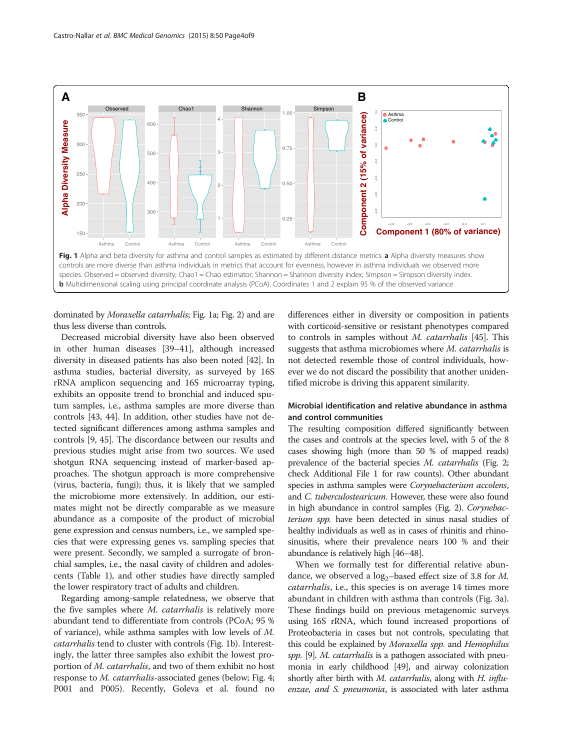Fig. 1 Alpha and beta diversity for asthma and control samples as estimated by different distance metrics. **a** Alpha diversity measures show controls are more diverse than asthma individuals in metrics that account for evenness, however in asthma individuals we observed more species. Observed = observed diversity; Chao1 = Chao estimator; Shannon = Shannon diversity index; Simpson = Simpson diversity index. **b** Multidimensional scaling using principal coordinate analysis (PCoA). Coordinates 1 and 2 explain 95 % of the observed variance

dominated by *Moraxella catarrhalis*; Fig. 1a; Fig. 2) and are thus less diverse than controls.

Decreased microbial diversity have also been observed in other human diseases [39–41], although increased diversity in diseased patients has also been noted [42]. In asthma studies, bacterial diversity, as surveyed by 16S rRNA amplicon sequencing and 16S microarray typing, exhibits an opposite trend to bronchial and induced sputum samples, i.e., asthma samples are more diverse than controls [43, 44]. In addition, other studies have not detected significant differences among asthma samples and controls [9, 45]. The discordance between our results and previous studies might arise from two sources. We used shotgun RNA sequencing instead of marker-based approaches. The shotgun approach is more comprehensive (virus, bacteria, fungi); thus, it is likely that we sampled the microbiome more extensively. In addition, our estimates might not be directly comparable as we measure abundance as a composite of the product of microbial gene expression and census numbers, i.e., we sampled species that were expressing genes vs. sampling species that were present. Secondly, we sampled a surrogate of bronchial samples, i.e., the nasal cavity of children and adolescents (Table 1), and other studies have directly sampled the lower respiratory tract of adults and children.

Regarding among-sample relatedness, we observe that the five samples where *M. catarrhalis* is relatively more abundant tend to differentiate from controls (PCoA; 95 % of variance), while asthma samples with low levels of *M. catarrhalis* tend to cluster with controls (Fig. 1b). Interestingly, the latter three samples also exhibit the lowest proportion of *M. catarrhalis*, and two of them exhibit no host response to *M. catarrhalis*-associated genes (below; Fig. 4; P001 and P005). Recently, Goleva et al. found no differences either in diversity or composition in patients with corticoid-sensitive or resistant phenotypes compared to controls in samples without *M. catarrhalis* [45]. This suggests that asthma microbiomes where *M. catarrhalis* is not detected resemble those of control individuals, however we do not discard the possibility that another unidentified microbe is driving this apparent similarity.

### Microbial identification and relative abundance in asthma and control communities

The resulting composition differed significantly between the cases and controls at the species level, with 5 of the 8 cases showing high (more than 50 % of mapped reads) prevalence of the bacterial species *M. catarrhalis* (Fig. 2; check Additional File 1 for raw counts). Other abundant species in asthma samples were *Corynebacterium accolens*, and *C. tuberculostearicum*. However, these were also found in high abundance in control samples (Fig. 2). *Corynebacterium spp.* have been detected in sinus nasal studies of healthy individuals as well as in cases of rhinitis and rhinosinusitis, where their prevalence nears 100 % and their abundance is relatively high [46–48].

When we formally test for differential relative abundance, we observed a $\log_2$–based effect size of 3.8 for *M. catarrhalis*, i.e., this species is on average 14 times more abundant in children with asthma than controls (Fig. 3a). These findings build on previous metagenomic surveys using 16S rRNA, which found increased proportions of Proteobacteria in cases but not controls, speculating that this could be explained by *Moraxella spp.* and *Hemophilus spp.* [9]. *M. catarrhalis* is a pathogen associated with pneumonia in early childhood [49], and airway colonization shortly after birth with *M. catarrhalis*, along with *H. influenzae, and S. pneumonia*, is associated with later asthma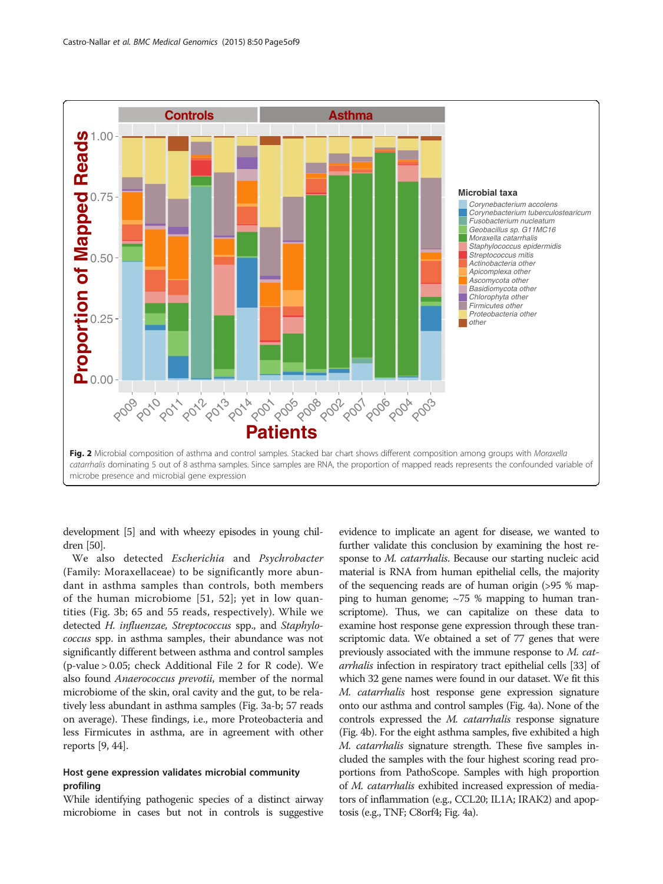Fig. 2 Microbial composition of asthma and control samples. Stacked bar chart shows different composition among groups with *Moraxella catarrhalis* dominating 5 out of 8 asthma samples. Since samples are RNA, the proportion of mapped reads represents the confounded variable of microbe presence and microbial gene expression

development [5] and with wheezy episodes in young children [50].

We also detected *Escherichia* and *Psychrobacter* (Family: Moraxellaceae) to be significantly more abundant in asthma samples than controls, both members of the human microbiome [51, 52]; yet in low quantities (Fig. 3b; 65 and 55 reads, respectively). While we detected *H. influenzae*, *Streptococcus* spp., and *Staphylococcus* spp. in asthma samples, their abundance was not significantly different between asthma and control samples (p-value > 0.05; check Additional File 2 for R code). We also found *Anaerococcus prevotii*, member of the normal microbiome of the skin, oral cavity and the gut, to be relatively less abundant in asthma samples (Fig. 3a-b; 57 reads on average). These findings, i.e., more Proteobacteria and less Firmicutes in asthma, are in agreement with other reports [9, 44].

#### Host gene expression validates microbial community profiling

While identifying pathogenic species of a distinct airway microbiome in cases but not in controls is suggestive evidence to implicate an agent for disease, we wanted to further validate this conclusion by examining the host response to *M. catarrhalis*. Because our starting nucleic acid material is RNA from human epithelial cells, the majority of the sequencing reads are of human origin (>95 % mapping to human genome; ~75 % mapping to human transcriptome). Thus, we can capitalize on these data to examine host response gene expression through these transcriptomic data. We obtained a set of 77 genes that were previously associated with the immune response to *M. catarrhalis* infection in respiratory tract epithelial cells [33] of which 32 gene names were found in our dataset. We fit this *M. catarrhalis* host response gene expression signature onto our asthma and control samples (Fig. 4a). None of the controls expressed the *M. catarrhalis* response signature (Fig. 4b). For the eight asthma samples, five exhibited a high *M. catarrhalis* signature strength. These five samples included the samples with the four highest scoring read proportions from PathoScope. Samples with high proportion of *M. catarrhalis* exhibited increased expression of mediators of inflammation (e.g., CCL20; IL1A; IRAK2) and apoptosis (e.g., TNF; C8orf4; Fig. 4a).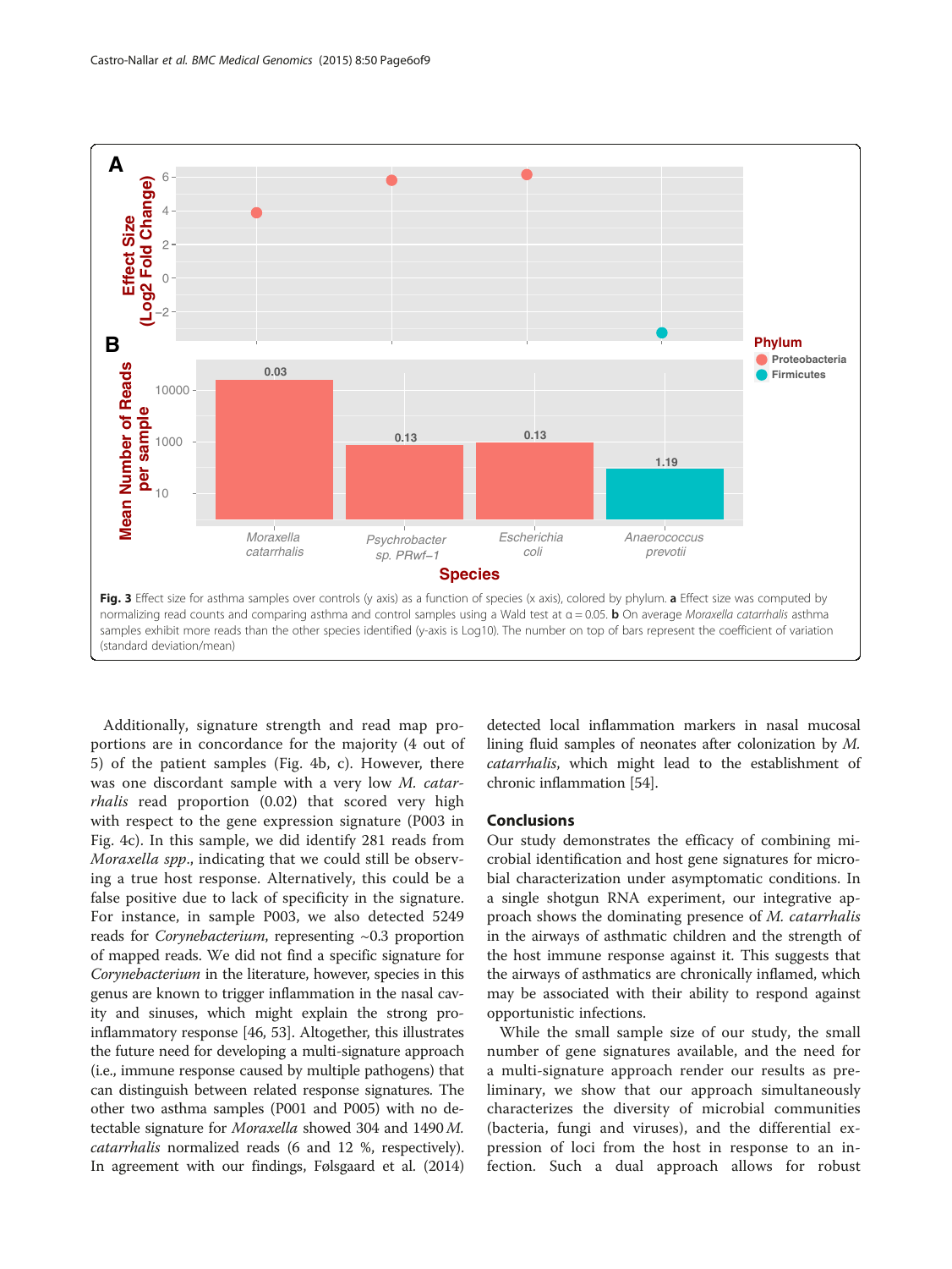Fig. 3 Effect size for asthma samples over controls (y axis) as a function of species (x axis), colored by phylum. **a** Effect size was computed by normalizing read counts and comparing asthma and control samples using a Wald test at α = 0.05. **b** On average *Moraxella catarrhalis* asthma samples exhibit more reads than the other species identified (y-axis is Log10). The number on top of bars represent the coefficient of variation (standard deviation/mean)

Additionally, signature strength and read map proportions are in concordance for the majority (4 out of 5) of the patient samples (Fig. 4b, c). However, there was one discordant sample with a very low *M. catarrhalis* read proportion (0.02) that scored very high with respect to the gene expression signature (P003 in Fig. 4c). In this sample, we did identify 281 reads from *Moraxella spp*., indicating that we could still be observing a true host response. Alternatively, this could be a false positive due to lack of specificity in the signature. For instance, in sample P003, we also detected 5249 reads for *Corynebacterium*, representing ~0.3 proportion of mapped reads. We did not find a specific signature for *Corynebacterium* in the literature, however, species in this genus are known to trigger inflammation in the nasal cavity and sinuses, which might explain the strong pro-inflammatory response [46, 53]. Altogether, this illustrates the future need for developing a multi-signature approach (i.e., immune response caused by multiple pathogens) that can distinguish between related response signatures. The other two asthma samples (P001 and P005) with no detectable signature for *Moraxella* showed 304 and 1490 *M. catarrhalis* normalized reads (6 and 12 %, respectively). In agreement with our findings, Følsgaard et al. (2014) detected local inflammation markers in nasal mucosal lining fluid samples of neonates after colonization by *M. catarrhalis*, which might lead to the establishment of chronic inflammation [54].

## Conclusions

Our study demonstrates the efficacy of combining microbial identification and host gene signatures for microbial characterization under asymptomatic conditions. In a single shotgun RNA experiment, our integrative approach shows the dominating presence of *M. catarrhalis* in the airways of asthmatic children and the strength of the host immune response against it. This suggests that the airways of asthmatics are chronically inflamed, which may be associated with their ability to respond against opportunistic infections.

While the small sample size of our study, the small number of gene signatures available, and the need for a multi-signature approach render our results as preliminary, we show that our approach simultaneously characterizes the diversity of microbial communities (bacteria, fungi and viruses), and the differential expression of loci from the host in response to an infection. Such a dual approach allows for robust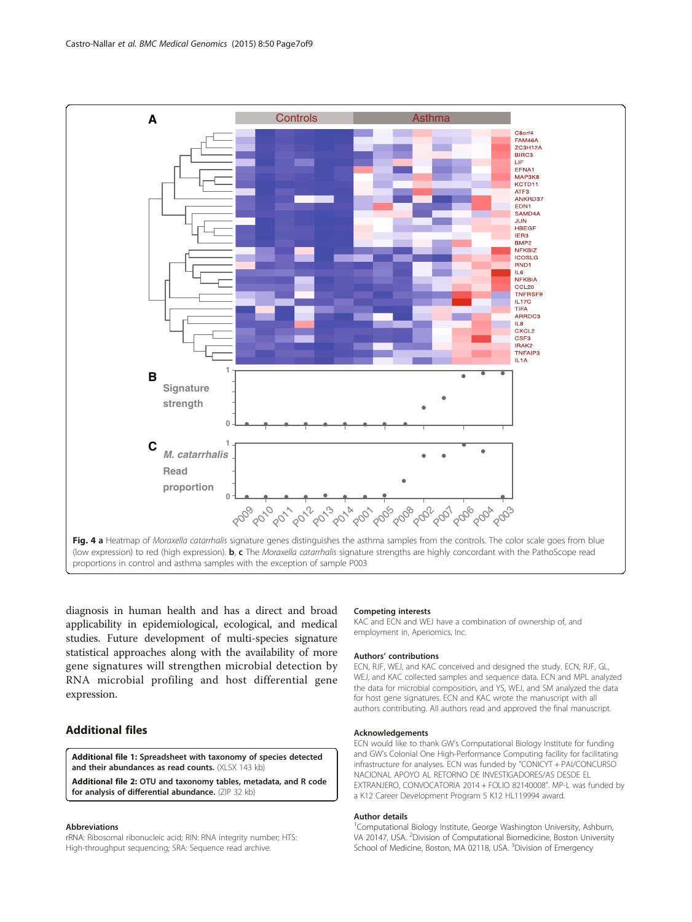Fig. 4 **a** Heatmap of *Moraxella catarrhalis* signature genes distinguishes the asthma samples from the controls. The color scale goes from blue (low expression) to red (high expression). **b**, **c** The *Moraxella catarrhalis* signature strengths are highly concordant with the PathoScope read proportions in control and asthma samples with the exception of sample P003

diagnosis in human health and has a direct and broad applicability in epidemiological, ecological, and medical studies. Future development of multi-species signature statistical approaches along with the availability of more gene signatures will strengthen microbial detection by RNA microbial profiling and host differential gene expression.

## Additional files

**Additional file 1: Spreadsheet with taxonomy of species detected and their abundances as read counts.** (XLSX 143 kb)

**Additional file 2: OTU and taxonomy tables, metadata, and R code for analysis of differential abundance.** (ZIP 32 kb)

### Abbreviations

rRNA: Ribosomal ribonucleic acid; RIN: RNA integrity number; HTS: High-throughput sequencing; SRA: Sequence read archive.

### Competing interests

KAC and ECN and WEJ have a combination of ownership of, and employment in, Aperiomics, Inc.

### Authors' contributions

ECN, RJF, WEJ, and KAC conceived and designed the study. ECN, RJF, GL, WEJ, and KAC collected samples and sequence data. ECN and MPL analyzed the data for microbial composition, and YS, WEJ, and SM analyzed the data for host gene signatures. ECN and KAC wrote the manuscript with all authors contributing. All authors read and approved the final manuscript.

### Acknowledgements

ECN would like to thank GW's Computational Biology Institute for funding and GW's Colonial One High-Performance Computing facility for facilitating infrastructure for analyses. ECN was funded by "CONICYT + PAI/CONCURSO NACIONAL APOYO AL RETORNO DE INVESTIGADORES/AS DESDE EL EXTRANJERO, CONVOCATORIA 2014 + FOLIO 82140008". MP-L was funded by a K12 Career Development Program 5 K12 HL119994 award.

### Author details

[1]Computational Biology Institute, George Washington University, Ashburn, VA 20147, USA. [2]Division of Computational Biomedicine, Boston University School of Medicine, Boston, MA 02118, USA. [3]Division of Emergency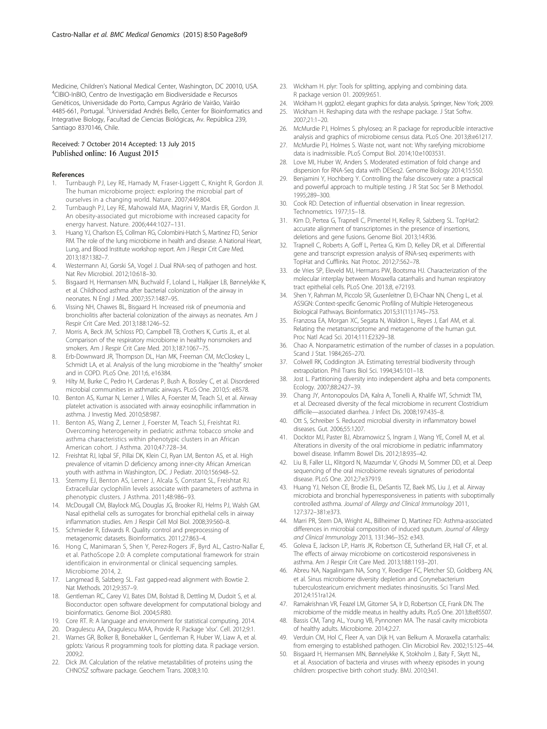Medicine, Children's National Medical Center, Washington, DC 20010, USA. [4]CIBIO-InBIO, Centro de Investigação em Biodiversidade e Recursos Genéticos, Universidade do Porto, Campus Agrário de Vairão, Vairão 4485-661, Portugal. [5]Universidad Andrés Bello, Center for Bioinformatics and Integrative Biology, Facultad de Ciencias Biológicas, Av. República 239, Santiago 8370146, Chile.

Received: 7 October 2014 Accepted: 13 July 2015
Published online: 16 August 2015

## References

1. Turnbaugh PJ, Ley RE, Hamady M, Fraser-Liggett C, Knight R, Gordon JI. The human microbiome project: exploring the microbial part of ourselves in a changing world. Nature. 2007;449:804.
2. Turnbaugh PJ, Ley RE, Mahowald MA, Magrini V, Mardis ER, Gordon JI. An obesity-associated gut microbiome with increased capacity for energy harvest. Nature. 2006;444:1027–131.
3. Huang YJ, Charlson ES, Collman RG, Colombini-Hatch S, Martinez FD, Senior RM. The role of the lung microbiome in health and disease. A National Heart, Lung, and Blood Institute workshop report. Am J Respir Crit Care Med. 2013;187:1382–7.
4. Westermann AJ, Gorski SA, Vogel J. Dual RNA-seq of pathogen and host. Nat Rev Microbiol. 2012;10:618–30.
5. Bisgaard H, Hermansen MN, Buchvald F, Loland L, Halkjaer LB, Bønnelykke K, et al. Childhood asthma after bacterial colonization of the airway in neonates. N Engl J Med. 2007;357:1487–95.
6. Vissing NH, Chawes BL, Bisgaard H. Increased risk of pneumonia and bronchiolitis after bacterial colonization of the airways as neonates. Am J Respir Crit Care Med. 2013;188:1246–52.
7. Morris A, Beck JM, Schloss PD, Campbell TB, Crothers K, Curtis JL, et al. Comparison of the respiratory microbiome in healthy nonsmokers and smokers. Am J Respir Crit Care Med. 2013;187:1067–75.
8. Erb-Downward JR, Thompson DL, Han MK, Freeman CM, McCloskey L, Schmidt LA, et al. Analysis of the lung microbiome in the "healthy" smoker and in COPD. PLoS One. 2011;6, e16384.
9. Hilty M, Burke C, Pedro H, Cardenas P, Bush A, Bossley C, et al. Disordered microbial communities in asthmatic airways. PLoS One. 2010;5: e8578.
10. Benton AS, Kumar N, Lerner J, Wiles A, Foerster M, Teach SJ, et al. Airway platelet activation is associated with airway eosinophilic inflammation in asthma. J Investig Med. 2010;58:987.
11. Benton AS, Wang Z, Lerner J, Foerster M, Teach SJ, Freishtat RJ. Overcoming heterogeneity in pediatric asthma: tobacco smoke and asthma characteristics within phenotypic clusters in an African American cohort. J Asthma. 2010;47:728–34.
12. Freishtat RJ, Iqbal SF, Pillai DK, Klein CJ, Ryan LM, Benton AS, et al. High prevalence of vitamin D deficiency among inner-city African American youth with asthma in Washington, DC. J Pediatr. 2010;156:948–52.
13. Stemmy EJ, Benton AS, Lerner J, Alcala S, Constant SL, Freishtat RJ. Extracellular cyclophilin levels associate with parameters of asthma in phenotypic clusters. J Asthma. 2011;48:986–93.
14. McDougall CM, Blaylock MG, Douglas JG, Brooker RJ, Helms PJ, Walsh GM. Nasal epithelial cells as surrogates for bronchial epithelial cells in airway inflammation studies. Am J Respir Cell Mol Biol. 2008;39:560–8.
15. Schmieder R, Edwards R. Quality control and preprocessing of metagenomic datasets. Bioinformatics. 2011;27:863–4.
16. Hong C, Manimaran S, Shen Y, Perez-Rogers JF, Byrd AL, Castro-Nallar E, et al. PathoScope 2.0: A complete computational framework for strain identificaion in environmental or clinical sequencing samples. Microbiome 2014, 2.
17. Langmead B, Salzberg SL. Fast gapped-read alignment with Bowtie 2. Nat Methods. 2012;9:357–9.
18. Gentleman RC, Carey VJ, Bates DM, Bolstad B, Dettling M, Dudoit S, et al. Bioconductor: open software development for computational biology and bioinformatics. Genome Biol. 2004;5:R80.
19. Core RT. R: A language and environment for statistical computing. 2014.
20. Dragulescu AA, Dragulescu MAA, Provide R. Package 'xlsx'. Cell. 2012;9:1.
21. Warnes GR, Bolker B, Bonebakker L, Gentleman R, Huber W, Liaw A, et al. gplots: Various R programming tools for plotting data. R package version. 2009;2.
22. Dick JM. Calculation of the relative metastabilities of proteins using the CHNOSZ software package. Geochem Trans. 2008;3:10.
23. Wickham H. plyr: Tools for splitting, applying and combining data. R package version 01. 2009;9:651.
24. Wickham H. ggplot2. elegant graphics for data analysis. Springer, New York; 2009.
25. Wickham H. Reshaping data with the reshape package. J Stat Softw. 2007;21:1–20.
26. McMurdie PJ, Holmes S. phyloseq: an R package for reproducible interactive analysis and graphics of microbiome census data. PLoS One. 2013;8:e61217.
27. McMurdie PJ, Holmes S. Waste not, want not: Why rarefying microbiome data is inadmissible. PLoS Comput Biol. 2014;10:e1003531.
28. Love MI, Huber W, Anders S. Moderated estimation of fold change and dispersion for RNA-Seq data with DESeq2. Genome Biology 2014;15:550.
29. Benjamini Y, Hochberg Y. Controlling the false discovery rate: a practical and powerful approach to multiple testing. J R Stat Soc Ser B Methodol. 1995;289–300.
30. Cook RD. Detection of influential observation in linear regression. Technometrics. 1977;15–18.
31. Kim D, Pertea G, Trapnell C, Pimentel H, Kelley R, Salzberg SL. TopHat2: accurate alignment of transcriptomes in the presence of insertions, deletions and gene fusions. Genome Biol. 2013;14:R36.
32. Trapnell C, Roberts A, Goff L, Pertea G, Kim D, Kelley DR, et al. Differential gene and transcript expression analysis of RNA-seq experiments with TopHat and Cufflinks. Nat Protoc. 2012;7:562–78.
33. de Vries SP, Eleveld MJ, Hermans PW, Bootsma HJ. Characterization of the molecular interplay between Moraxella catarrhalis and human respiratory tract epithelial cells. PLoS One. 2013;8, e72193.
34. Shen Y, Rahman M, Piccolo SR, Gusenleitner D, El-Chaar NN, Cheng L, et al. ASSIGN: Context-specific Genomic Profiling of Multiple Heterogeneous Biological Pathways. Bioinformatics 2015;31(11):1745–753.
35. Franzosa EA, Morgan XC, Segata N, Waldron L, Reyes J, Earl AM, et al. Relating the metatranscriptome and metagenome of the human gut. Proc Natl Acad Sci. 2014;111:E2329–38.
36. Chao A. Nonparametric estimation of the number of classes in a population. Scand J Stat. 1984;265–270.
37. Colwell RK, Coddington JA. Estimating terrestrial biodiversity through extrapolation. Phil Trans Biol Sci. 1994;345:101–18.
38. Jost L. Partitioning diversity into independent alpha and beta components. Ecology. 2007;88:2427–39.
39. Chang JY, Antonopoulos DA, Kalra A, Tonelli A, Khalife WT, Schmidt TM, et al. Decreased diversity of the fecal microbiome in recurrent Clostridium difficile—associated diarrhea. J Infect Dis. 2008;197:435–8.
40. Ott S, Schreiber S. Reduced microbial diversity in inflammatory bowel diseases. Gut. 2006;55:1207.
41. Docktor MJ, Paster BJ, Abramowicz S, Ingram J, Wang YE, Correll M, et al. Alterations in diversity of the oral microbiome in pediatric inflammatory bowel disease. Inflamm Bowel Dis. 2012;18:935–42.
42. Liu B, Faller LL, Klitgord N, Mazumdar V, Ghodsi M, Sommer DD, et al. Deep sequencing of the oral microbiome reveals signatures of periodontal disease. PLoS One. 2012;7:e37919.
43. Huang YJ, Nelson CE, Brodie EL, DeSantis TZ, Baek MS, Liu J, et al. Airway microbiota and bronchial hyperresponsiveness in patients with suboptimally controlled asthma. *Journal of Allergy and Clinical Immunology* 2011, 127:372–381:e373.
44. Marri PR, Stern DA, Wright AL, Billheimer D, Martinez FD: Asthma-associated differences in microbial composition of induced sputum. *Journal of Allergy and Clinical Immunology* 2013, 131:346–352: e343.
45. Goleva E, Jackson LP, Harris JK, Robertson CE, Sutherland ER, Hall CF, et al. The effects of airway microbiome on corticosteroid responsiveness in asthma. Am J Respir Crit Care Med. 2013;188:1193–201.
46. Abreu NA, Nagalingam NA, Song Y, Roediger FC, Pletcher SD, Goldberg AN, et al. Sinus microbiome diversity depletion and Corynebacterium tuberculostearicum enrichment mediates rhinosinusitis. Sci Transl Med. 2012;4:151ra124.
47. Ramakrishnan VR, Feazel LM, Gitomer SA, Ir D, Robertson CE, Frank DN. The microbiome of the middle meatus in healthy adults. PLoS One. 2013;8:e85507.
48. Bassis CM, Tang AL, Young VB, Pynnonen MA. The nasal cavity microbiota of healthy adults. Microbiome. 2014;2:27.
49. Verduin CM, Hol C, Fleer A, van Dijk H, van Belkum A. Moraxella catarrhalis: from emerging to established pathogen. Clin Microbiol Rev. 2002;15:125–44.
50. Bisgaard H, Hermansen MN, Bønnelykke K, Stokholm J, Baty F, Skytt NL, et al. Association of bacteria and viruses with wheezy episodes in young children: prospective birth cohort study. BMJ. 2010;341.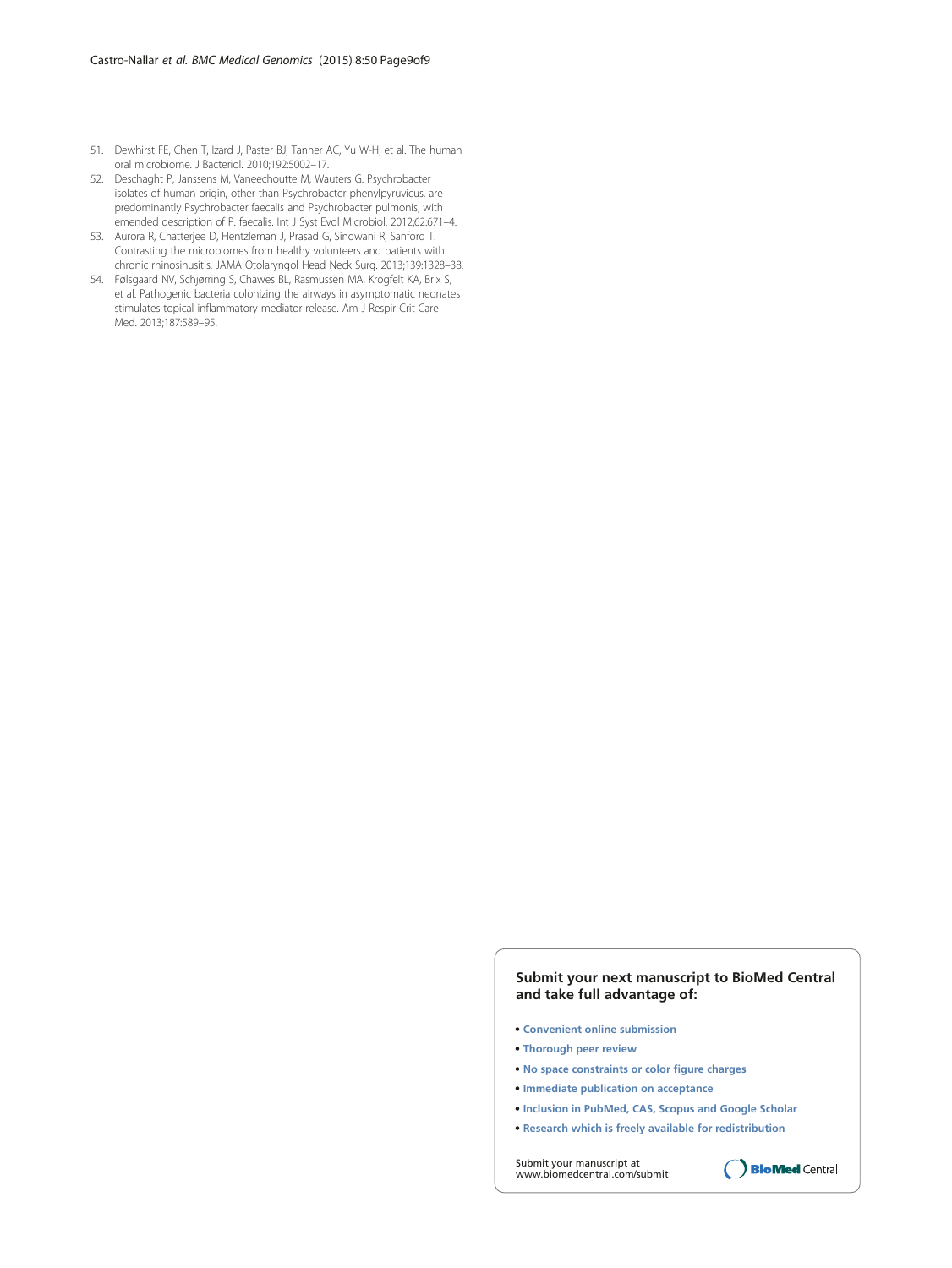51. Dewhirst FE, Chen T, Izard J, Paster BJ, Tanner AC, Yu W-H, et al. The human oral microbiome. J Bacteriol. 2010;192:5002–17.
52. Deschaght P, Janssens M, Vaneechoutte M, Wauters G. Psychrobacter isolates of human origin, other than Psychrobacter phenylpyruvicus, are predominantly Psychrobacter faecalis and Psychrobacter pulmonis, with emended description of P. faecalis. Int J Syst Evol Microbiol. 2012;62:671–4.
53. Aurora R, Chatterjee D, Hentzleman J, Prasad G, Sindwani R, Sanford T. Contrasting the microbiomes from healthy volunteers and patients with chronic rhinosinusitis. JAMA Otolaryngol Head Neck Surg. 2013;139:1328–38.
54. Følsgaard NV, Schjørring S, Chawes BL, Rasmussen MA, Krogfelt KA, Brix S, et al. Pathogenic bacteria colonizing the airways in asymptomatic neonates stimulates topical inflammatory mediator release. Am J Respir Crit Care Med. 2013;187:589–95.

**Submit your next manuscript to BioMed Central and take full advantage of:**

- **Convenient online submission**
- **Thorough peer review**
- **No space constraints or color figure charges**
- **Immediate publication on acceptance**
- **Inclusion in PubMed, CAS, Scopus and Google Scholar**
- **Research which is freely available for redistribution**

Submit your manuscript at
www.biomedcentral.com/submit

BioMed Central